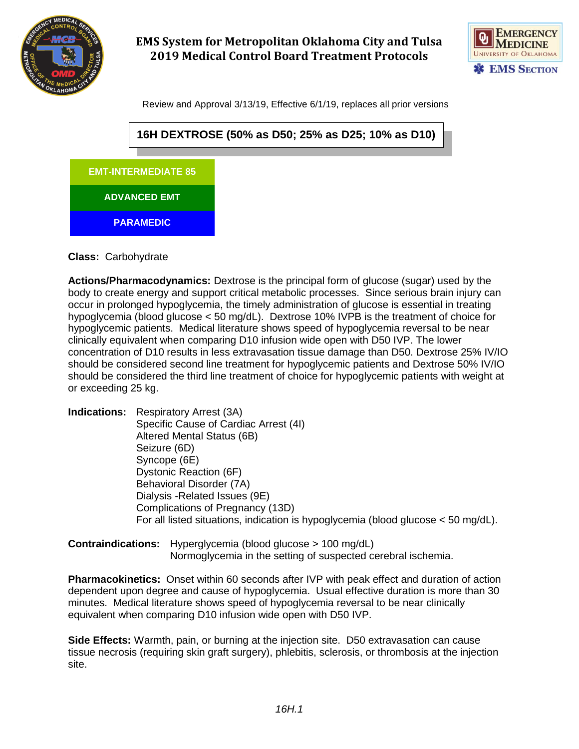# EMS System for Metropolitan Oklahoma City and Tulsa
# 2019 Medical Control Board Treatment Protocols

Review and Approval 3/13/19, Effective 6/1/19, replaces all prior versions

## 16H DEXTROSE (50% as D50; 25% as D25; 10% as D10)

**EMT-INTERMEDIATE 85**

**ADVANCED EMT**

**PARAMEDIC**

**Class:** Carbohydrate

**Actions/Pharmacodynamics:** Dextrose is the principal form of glucose (sugar) used by the body to create energy and support critical metabolic processes. Since serious brain injury can occur in prolonged hypoglycemia, the timely administration of glucose is essential in treating hypoglycemia (blood glucose < 50 mg/dL). Dextrose 10% IVPB is the treatment of choice for hypoglycemic patients. Medical literature shows speed of hypoglycemia reversal to be near clinically equivalent when comparing D10 infusion wide open with D50 IVP. The lower concentration of D10 results in less extravasation tissue damage than D50. Dextrose 25% IV/IO should be considered second line treatment for hypoglycemic patients and Dextrose 50% IV/IO should be considered the third line treatment of choice for hypoglycemic patients with weight at or exceeding 25 kg.

**Indications:**
- Respiratory Arrest (3A)
- Specific Cause of Cardiac Arrest (4I)
- Altered Mental Status (6B)
- Seizure (6D)
- Syncope (6E)
- Dystonic Reaction (6F)
- Behavioral Disorder (7A)
- Dialysis -Related Issues (9E)
- Complications of Pregnancy (13D)

For all listed situations, indication is hypoglycemia (blood glucose < 50 mg/dL).

**Contraindications:**
- Hyperglycemia (blood glucose > 100 mg/dL)
- Normoglycemia in the setting of suspected cerebral ischemia.

**Pharmacokinetics:** Onset within 60 seconds after IVP with peak effect and duration of action dependent upon degree and cause of hypoglycemia. Usual effective duration is more than 30 minutes. Medical literature shows speed of hypoglycemia reversal to be near clinically equivalent when comparing D10 infusion wide open with D50 IVP.

**Side Effects:** Warmth, pain, or burning at the injection site. D50 extravasation can cause tissue necrosis (requiring skin graft surgery), phlebitis, sclerosis, or thrombosis at the injection site.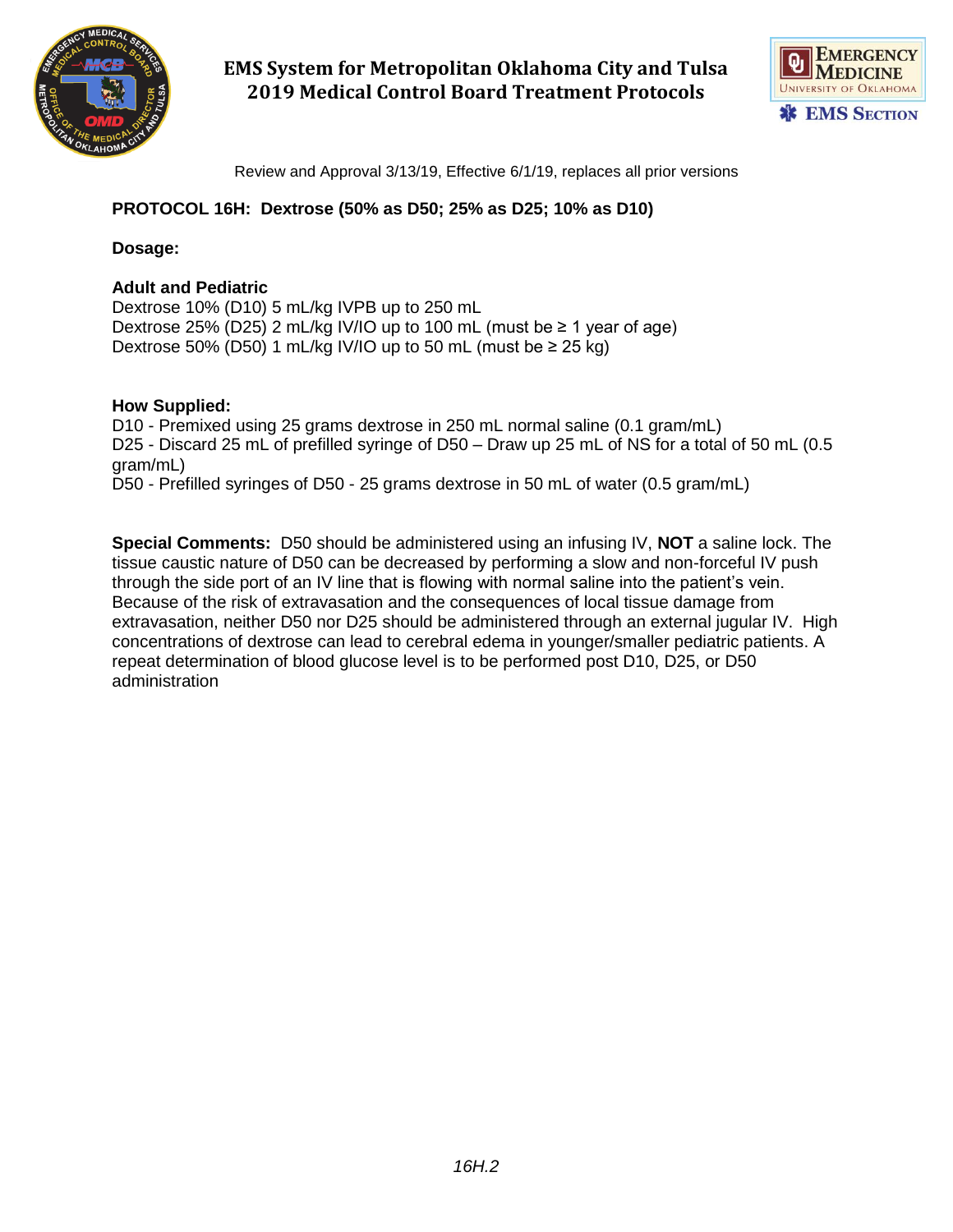Review and Approval 3/13/19, Effective 6/1/19, replaces all prior versions

**PROTOCOL 16H: Dextrose (50% as D50; 25% as D25; 10% as D10)**

**Dosage:**

**Adult and Pediatric**

Dextrose 10% (D10) 5 mL/kg IVPB up to 250 mL
Dextrose 25% (D25) 2 mL/kg IV/IO up to 100 mL (must be ≥ 1 year of age)
Dextrose 50% (D50) 1 mL/kg IV/IO up to 50 mL (must be ≥ 25 kg)

**How Supplied:**

D10 - Premixed using 25 grams dextrose in 250 mL normal saline (0.1 gram/mL)
D25 - Discard 25 mL of prefilled syringe of D50 – Draw up 25 mL of NS for a total of 50 mL (0.5 gram/mL)
D50 - Prefilled syringes of D50 - 25 grams dextrose in 50 mL of water (0.5 gram/mL)

**Special Comments:** D50 should be administered using an infusing IV, **NOT** a saline lock. The tissue caustic nature of D50 can be decreased by performing a slow and non-forceful IV push through the side port of an IV line that is flowing with normal saline into the patient's vein. Because of the risk of extravasation and the consequences of local tissue damage from extravasation, neither D50 nor D25 should be administered through an external jugular IV. High concentrations of dextrose can lead to cerebral edema in younger/smaller pediatric patients. A repeat determination of blood glucose level is to be performed post D10, D25, or D50 administration